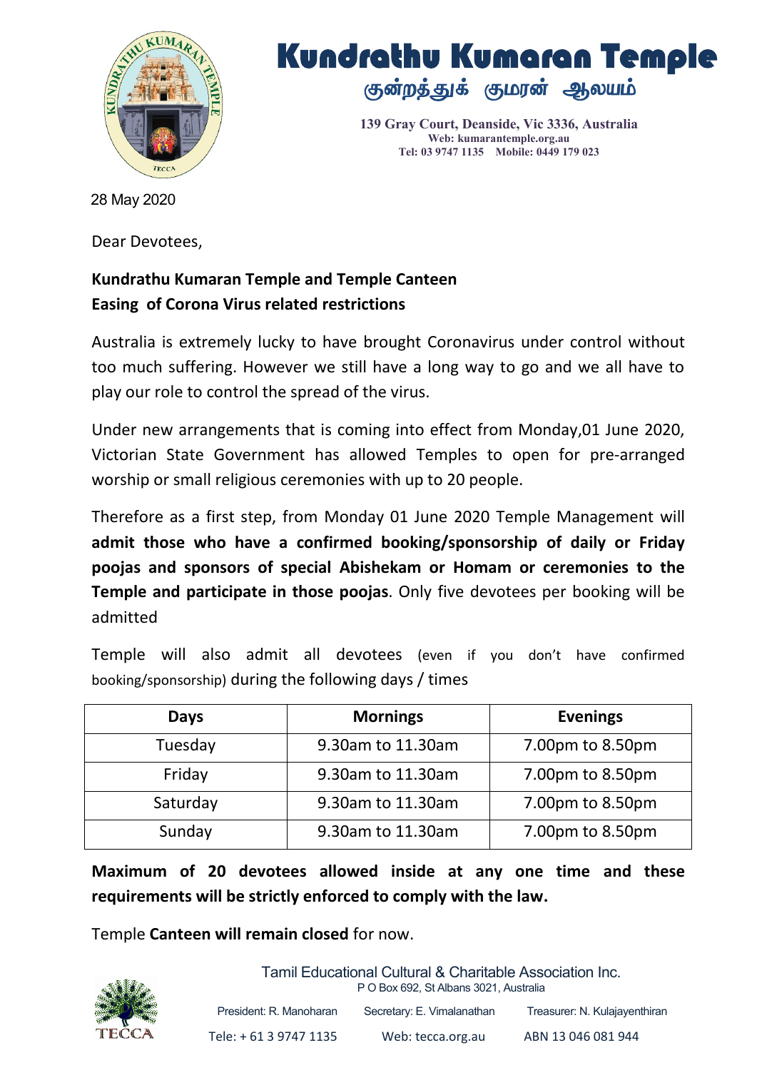# Kundrathu Kumaran Temple

## குன்றத்துக் குமரன் ஆலயம்

139 Gray Court, Deanside, Vic 3336, Australia
Web: kumarantemple.org.au
Tel: 03 9747 1135 Mobile: 0449 179 023

28 May 2020

Dear Devotees,

**Kundrathu Kumaran Temple and Temple Canteen**
**Easing of Corona Virus related restrictions**

Australia is extremely lucky to have brought Coronavirus under control without too much suffering. However we still have a long way to go and we all have to play our role to control the spread of the virus.

Under new arrangements that is coming into effect from Monday,01 June 2020, Victorian State Government has allowed Temples to open for pre-arranged worship or small religious ceremonies with up to 20 people.

Therefore as a first step, from Monday 01 June 2020 Temple Management will **admit those who have a confirmed booking/sponsorship of daily or Friday poojas and sponsors of special Abishekam or Homam or ceremonies to the Temple and participate in those poojas**. Only five devotees per booking will be admitted

Temple will also admit all devotees (even if you don't have confirmed booking/sponsorship) during the following days / times

| Days | Mornings | Evenings |
|---|---|---|
| Tuesday | 9.30am to 11.30am | 7.00pm to 8.50pm |
| Friday | 9.30am to 11.30am | 7.00pm to 8.50pm |
| Saturday | 9.30am to 11.30am | 7.00pm to 8.50pm |
| Sunday | 9.30am to 11.30am | 7.00pm to 8.50pm |

**Maximum of 20 devotees allowed inside at any one time and these requirements will be strictly enforced to comply with the law.**

Temple **Canteen will remain closed** for now.

Tamil Educational Cultural & Charitable Association Inc.
P O Box 692, St Albans 3021, Australia

President: R. Manoharan Secretary: E. Vimalanathan Treasurer: N. Kulajayenthiran

Tele: + 61 3 9747 1135 Web: tecca.org.au ABN 13 046 081 944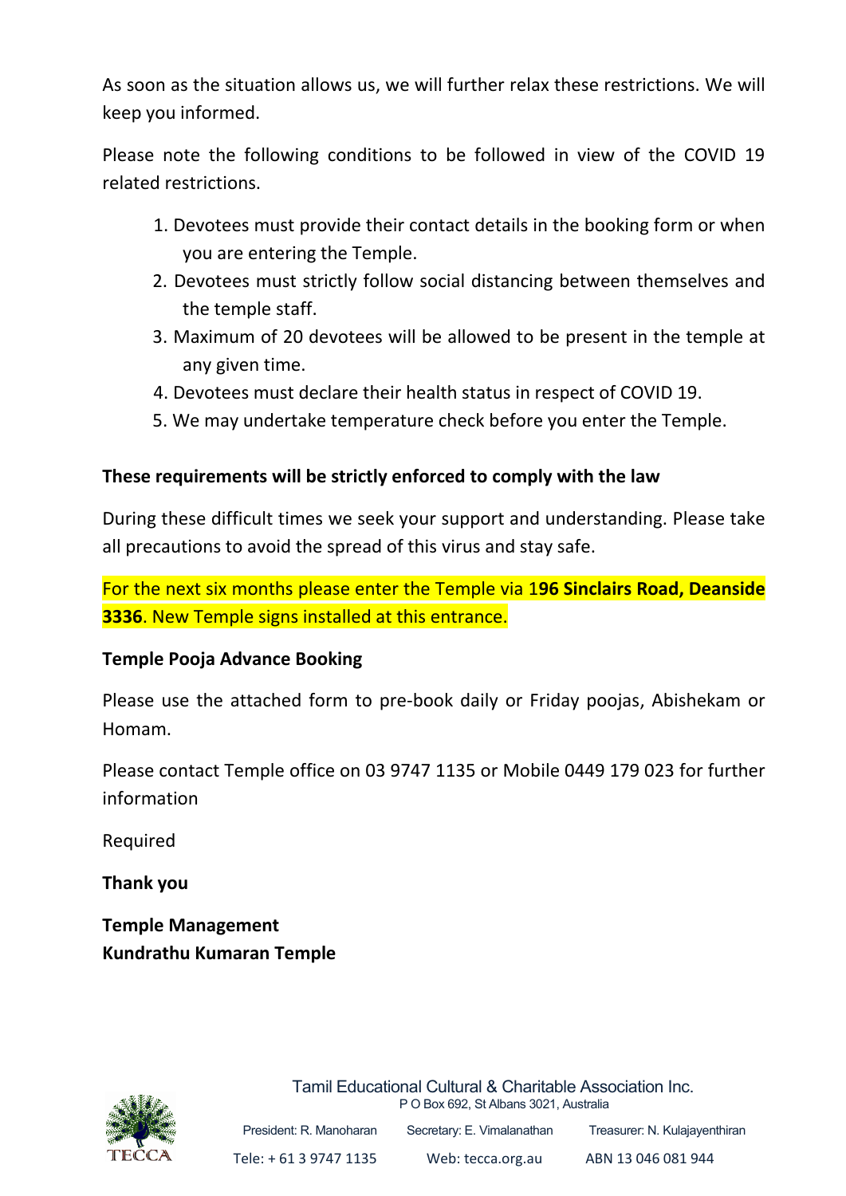As soon as the situation allows us, we will further relax these restrictions. We will keep you informed.

Please note the following conditions to be followed in view of the COVID 19 related restrictions.

1. Devotees must provide their contact details in the booking form or when you are entering the Temple.
2. Devotees must strictly follow social distancing between themselves and the temple staff.
3. Maximum of 20 devotees will be allowed to be present in the temple at any given time.
4. Devotees must declare their health status in respect of COVID 19.
5. We may undertake temperature check before you enter the Temple.

**These requirements will be strictly enforced to comply with the law**

During these difficult times we seek your support and understanding. Please take all precautions to avoid the spread of this virus and stay safe.

For the next six months please enter the Temple via 1**96 Sinclairs Road, Deanside 3336**. New Temple signs installed at this entrance.

**Temple Pooja Advance Booking**

Please use the attached form to pre-book daily or Friday poojas, Abishekam or Homam.

Please contact Temple office on 03 9747 1135 or Mobile 0449 179 023 for further information

Required

**Thank you**

**Temple Management**
**Kundrathu Kumaran Temple**

TECCA

Tamil Educational Cultural & Charitable Association Inc.
P O Box 692, St Albans 3021, Australia

President: R. Manoharan Secretary: E. Vimalanathan Treasurer: N. Kulajayenthiran

Tele: + 61 3 9747 1135 Web: tecca.org.au ABN 13 046 081 944